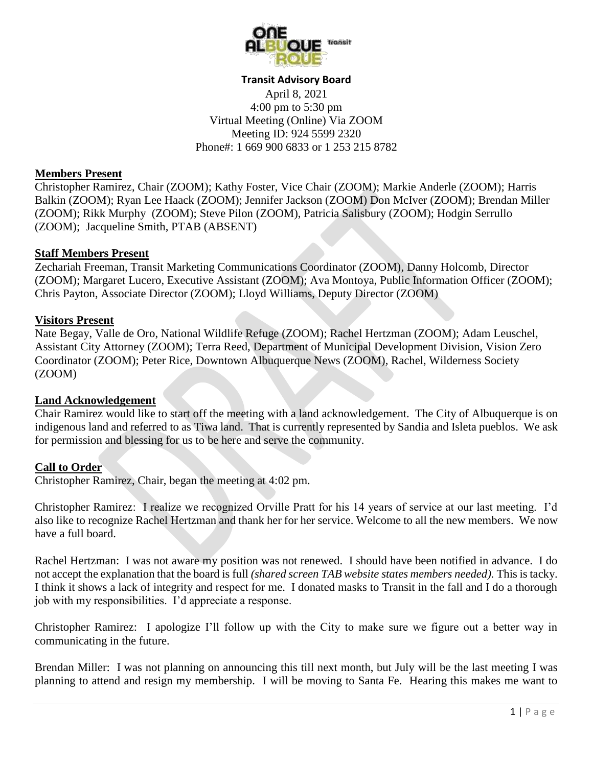**Transit Advisory Board**

April 8, 2021
4:00 pm to 5:30 pm
Virtual Meeting (Online) Via ZOOM
Meeting ID: 924 5599 2320
Phone#: 1 669 900 6833 or 1 253 215 8782

**Members Present**

Christopher Ramirez, Chair (ZOOM); Kathy Foster, Vice Chair (ZOOM); Markie Anderle (ZOOM); Harris Balkin (ZOOM); Ryan Lee Haack (ZOOM); Jennifer Jackson (ZOOM) Don McIver (ZOOM); Brendan Miller (ZOOM); Rikk Murphy (ZOOM); Steve Pilon (ZOOM), Patricia Salisbury (ZOOM); Hodgin Serrullo (ZOOM); Jacqueline Smith, PTAB (ABSENT)

**Staff Members Present**

Zechariah Freeman, Transit Marketing Communications Coordinator (ZOOM), Danny Holcomb, Director (ZOOM); Margaret Lucero, Executive Assistant (ZOOM); Ava Montoya, Public Information Officer (ZOOM); Chris Payton, Associate Director (ZOOM); Lloyd Williams, Deputy Director (ZOOM)

**Visitors Present**

Nate Begay, Valle de Oro, National Wildlife Refuge (ZOOM); Rachel Hertzman (ZOOM); Adam Leuschel, Assistant City Attorney (ZOOM); Terra Reed, Department of Municipal Development Division, Vision Zero Coordinator (ZOOM); Peter Rice, Downtown Albuquerque News (ZOOM), Rachel, Wilderness Society (ZOOM)

**Land Acknowledgement**

Chair Ramirez would like to start off the meeting with a land acknowledgement. The City of Albuquerque is on indigenous land and referred to as Tiwa land. That is currently represented by Sandia and Isleta pueblos. We ask for permission and blessing for us to be here and serve the community.

**Call to Order**

Christopher Ramirez, Chair, began the meeting at 4:02 pm.

Christopher Ramirez: I realize we recognized Orville Pratt for his 14 years of service at our last meeting. I'd also like to recognize Rachel Hertzman and thank her for her service. Welcome to all the new members. We now have a full board.

Rachel Hertzman: I was not aware my position was not renewed. I should have been notified in advance. I do not accept the explanation that the board is full *(shared screen TAB website states members needed).* This is tacky. I think it shows a lack of integrity and respect for me. I donated masks to Transit in the fall and I do a thorough job with my responsibilities. I'd appreciate a response.

Christopher Ramirez: I apologize I'll follow up with the City to make sure we figure out a better way in communicating in the future.

Brendan Miller: I was not planning on announcing this till next month, but July will be the last meeting I was planning to attend and resign my membership. I will be moving to Santa Fe. Hearing this makes me want to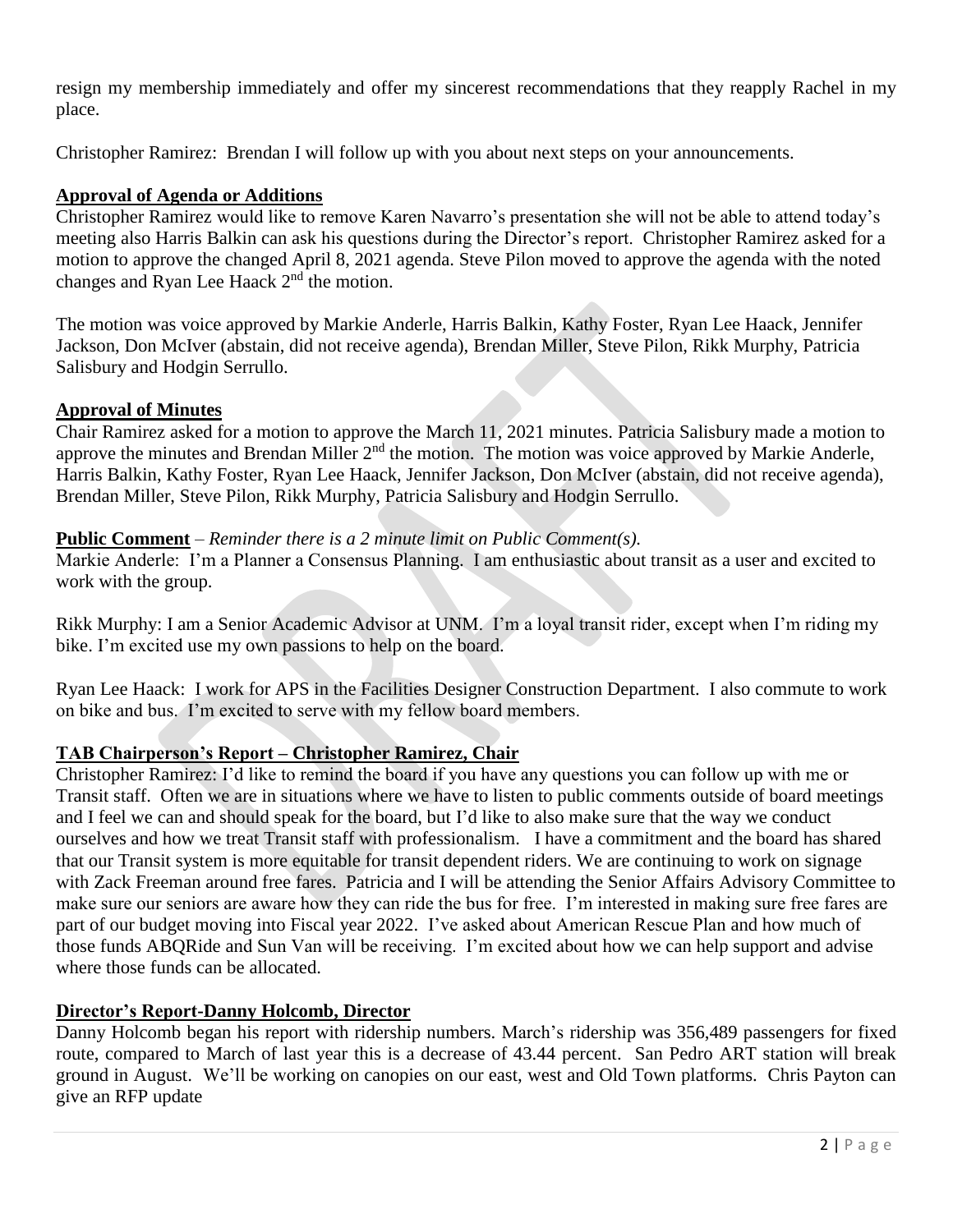resign my membership immediately and offer my sincerest recommendations that they reapply Rachel in my place.

Christopher Ramirez: Brendan I will follow up with you about next steps on your announcements.

**Approval of Agenda or Additions**

Christopher Ramirez would like to remove Karen Navarro's presentation she will not be able to attend today's meeting also Harris Balkin can ask his questions during the Director's report. Christopher Ramirez asked for a motion to approve the changed April 8, 2021 agenda. Steve Pilon moved to approve the agenda with the noted changes and Ryan Lee Haack 2nd the motion.

The motion was voice approved by Markie Anderle, Harris Balkin, Kathy Foster, Ryan Lee Haack, Jennifer Jackson, Don McIver (abstain, did not receive agenda), Brendan Miller, Steve Pilon, Rikk Murphy, Patricia Salisbury and Hodgin Serrullo.

**Approval of Minutes**

Chair Ramirez asked for a motion to approve the March 11, 2021 minutes. Patricia Salisbury made a motion to approve the minutes and Brendan Miller 2nd the motion. The motion was voice approved by Markie Anderle, Harris Balkin, Kathy Foster, Ryan Lee Haack, Jennifer Jackson, Don McIver (abstain, did not receive agenda), Brendan Miller, Steve Pilon, Rikk Murphy, Patricia Salisbury and Hodgin Serrullo.

**Public Comment** – *Reminder there is a 2 minute limit on Public Comment(s).*

Markie Anderle: I'm a Planner a Consensus Planning. I am enthusiastic about transit as a user and excited to work with the group.

Rikk Murphy: I am a Senior Academic Advisor at UNM. I'm a loyal transit rider, except when I'm riding my bike. I'm excited use my own passions to help on the board.

Ryan Lee Haack: I work for APS in the Facilities Designer Construction Department. I also commute to work on bike and bus. I'm excited to serve with my fellow board members.

**TAB Chairperson's Report – Christopher Ramirez, Chair**

Christopher Ramirez: I'd like to remind the board if you have any questions you can follow up with me or Transit staff. Often we are in situations where we have to listen to public comments outside of board meetings and I feel we can and should speak for the board, but I'd like to also make sure that the way we conduct ourselves and how we treat Transit staff with professionalism. I have a commitment and the board has shared that our Transit system is more equitable for transit dependent riders. We are continuing to work on signage with Zack Freeman around free fares. Patricia and I will be attending the Senior Affairs Advisory Committee to make sure our seniors are aware how they can ride the bus for free. I'm interested in making sure free fares are part of our budget moving into Fiscal year 2022. I've asked about American Rescue Plan and how much of those funds ABQRide and Sun Van will be receiving. I'm excited about how we can help support and advise where those funds can be allocated.

**Director's Report-Danny Holcomb, Director**

Danny Holcomb began his report with ridership numbers. March's ridership was 356,489 passengers for fixed route, compared to March of last year this is a decrease of 43.44 percent. San Pedro ART station will break ground in August. We'll be working on canopies on our east, west and Old Town platforms. Chris Payton can give an RFP update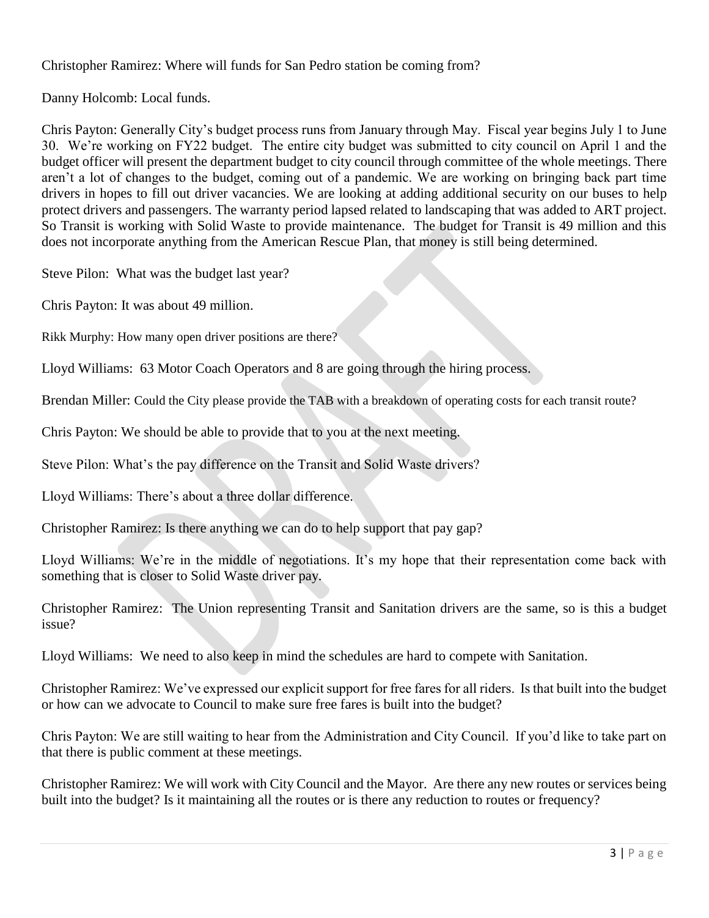Christopher Ramirez: Where will funds for San Pedro station be coming from?

Danny Holcomb: Local funds.

Chris Payton: Generally City's budget process runs from January through May. Fiscal year begins July 1 to June 30. We're working on FY22 budget. The entire city budget was submitted to city council on April 1 and the budget officer will present the department budget to city council through committee of the whole meetings. There aren't a lot of changes to the budget, coming out of a pandemic. We are working on bringing back part time drivers in hopes to fill out driver vacancies. We are looking at adding additional security on our buses to help protect drivers and passengers. The warranty period lapsed related to landscaping that was added to ART project. So Transit is working with Solid Waste to provide maintenance. The budget for Transit is 49 million and this does not incorporate anything from the American Rescue Plan, that money is still being determined.

Steve Pilon: What was the budget last year?

Chris Payton: It was about 49 million.

Rikk Murphy: How many open driver positions are there?

Lloyd Williams: 63 Motor Coach Operators and 8 are going through the hiring process.

Brendan Miller: Could the City please provide the TAB with a breakdown of operating costs for each transit route?

Chris Payton: We should be able to provide that to you at the next meeting.

Steve Pilon: What's the pay difference on the Transit and Solid Waste drivers?

Lloyd Williams: There's about a three dollar difference.

Christopher Ramirez: Is there anything we can do to help support that pay gap?

Lloyd Williams: We're in the middle of negotiations. It's my hope that their representation come back with something that is closer to Solid Waste driver pay.

Christopher Ramirez: The Union representing Transit and Sanitation drivers are the same, so is this a budget issue?

Lloyd Williams: We need to also keep in mind the schedules are hard to compete with Sanitation.

Christopher Ramirez: We've expressed our explicit support for free fares for all riders. Is that built into the budget or how can we advocate to Council to make sure free fares is built into the budget?

Chris Payton: We are still waiting to hear from the Administration and City Council. If you'd like to take part on that there is public comment at these meetings.

Christopher Ramirez: We will work with City Council and the Mayor. Are there any new routes or services being built into the budget? Is it maintaining all the routes or is there any reduction to routes or frequency?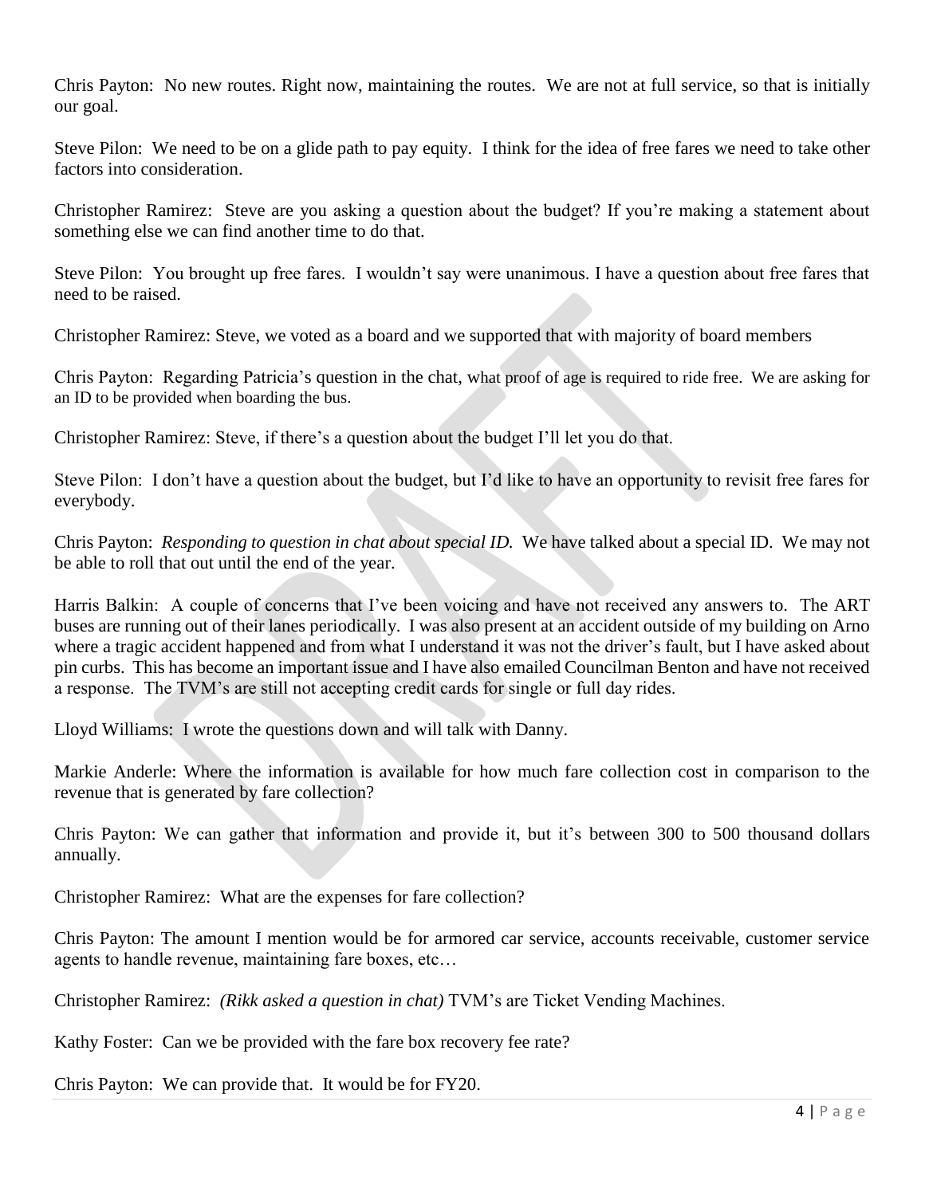Chris Payton: No new routes. Right now, maintaining the routes. We are not at full service, so that is initially our goal.

Steve Pilon: We need to be on a glide path to pay equity. I think for the idea of free fares we need to take other factors into consideration.

Christopher Ramirez: Steve are you asking a question about the budget? If you're making a statement about something else we can find another time to do that.

Steve Pilon: You brought up free fares. I wouldn't say were unanimous. I have a question about free fares that need to be raised.

Christopher Ramirez: Steve, we voted as a board and we supported that with majority of board members

Chris Payton: Regarding Patricia's question in the chat, what proof of age is required to ride free. We are asking for an ID to be provided when boarding the bus.

Christopher Ramirez: Steve, if there's a question about the budget I'll let you do that.

Steve Pilon: I don't have a question about the budget, but I'd like to have an opportunity to revisit free fares for everybody.

Chris Payton: *Responding to question in chat about special ID.* We have talked about a special ID. We may not be able to roll that out until the end of the year.

Harris Balkin: A couple of concerns that I've been voicing and have not received any answers to. The ART buses are running out of their lanes periodically. I was also present at an accident outside of my building on Arno where a tragic accident happened and from what I understand it was not the driver's fault, but I have asked about pin curbs. This has become an important issue and I have also emailed Councilman Benton and have not received a response. The TVM's are still not accepting credit cards for single or full day rides.

Lloyd Williams: I wrote the questions down and will talk with Danny.

Markie Anderle: Where the information is available for how much fare collection cost in comparison to the revenue that is generated by fare collection?

Chris Payton: We can gather that information and provide it, but it's between 300 to 500 thousand dollars annually.

Christopher Ramirez: What are the expenses for fare collection?

Chris Payton: The amount I mention would be for armored car service, accounts receivable, customer service agents to handle revenue, maintaining fare boxes, etc…

Christopher Ramirez: *(Rikk asked a question in chat)* TVM's are Ticket Vending Machines.

Kathy Foster: Can we be provided with the fare box recovery fee rate?

Chris Payton: We can provide that. It would be for FY20.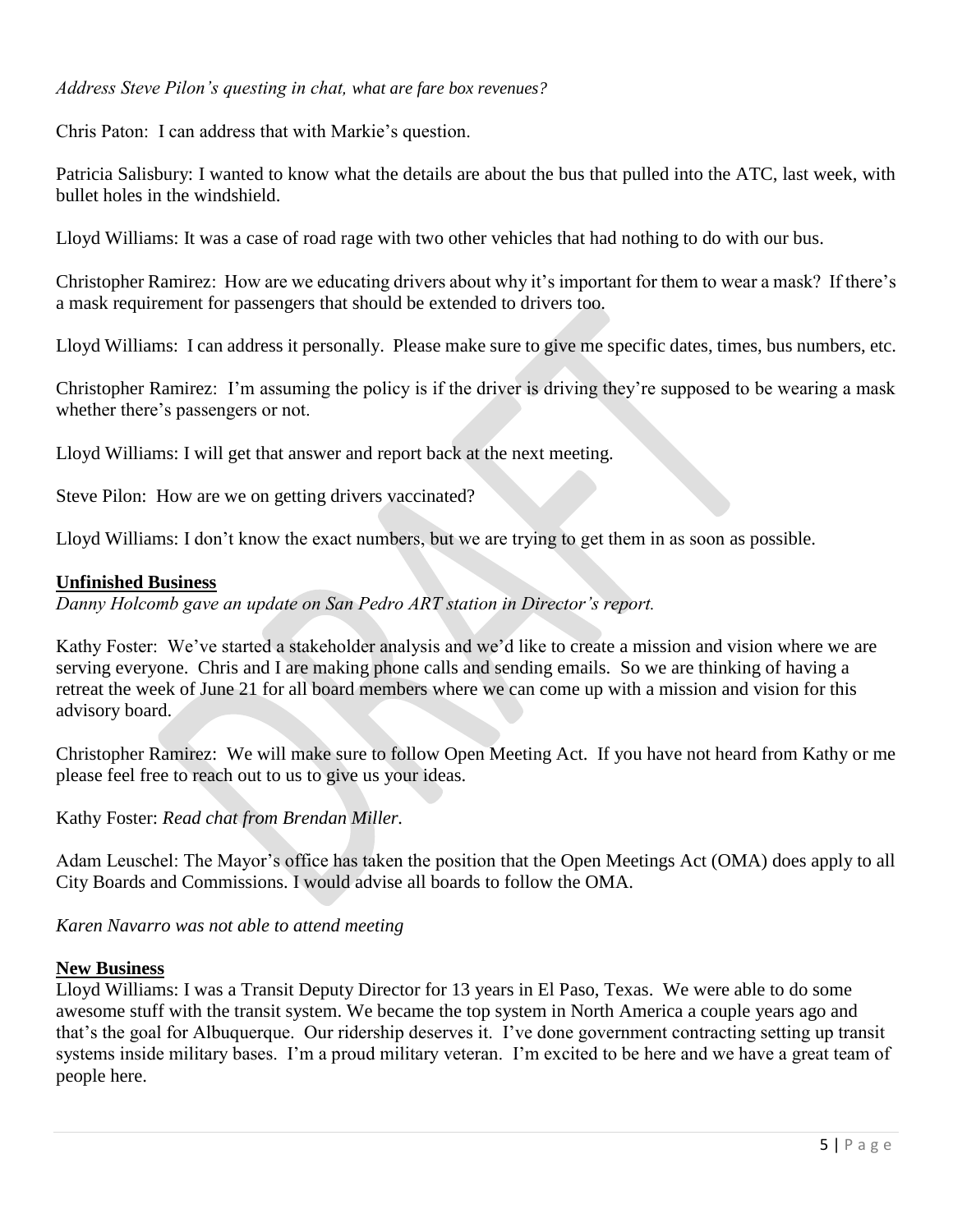*Address Steve Pilon's questing in chat, what are fare box revenues?*

Chris Paton: I can address that with Markie's question.

Patricia Salisbury: I wanted to know what the details are about the bus that pulled into the ATC, last week, with bullet holes in the windshield.

Lloyd Williams: It was a case of road rage with two other vehicles that had nothing to do with our bus.

Christopher Ramirez: How are we educating drivers about why it's important for them to wear a mask? If there's a mask requirement for passengers that should be extended to drivers too.

Lloyd Williams: I can address it personally. Please make sure to give me specific dates, times, bus numbers, etc.

Christopher Ramirez: I'm assuming the policy is if the driver is driving they're supposed to be wearing a mask whether there's passengers or not.

Lloyd Williams: I will get that answer and report back at the next meeting.

Steve Pilon: How are we on getting drivers vaccinated?

Lloyd Williams: I don't know the exact numbers, but we are trying to get them in as soon as possible.

**Unfinished Business**

*Danny Holcomb gave an update on San Pedro ART station in Director's report.*

Kathy Foster: We've started a stakeholder analysis and we'd like to create a mission and vision where we are serving everyone. Chris and I are making phone calls and sending emails. So we are thinking of having a retreat the week of June 21 for all board members where we can come up with a mission and vision for this advisory board.

Christopher Ramirez: We will make sure to follow Open Meeting Act. If you have not heard from Kathy or me please feel free to reach out to us to give us your ideas.

Kathy Foster: *Read chat from Brendan Miller.*

Adam Leuschel: The Mayor's office has taken the position that the Open Meetings Act (OMA) does apply to all City Boards and Commissions. I would advise all boards to follow the OMA.

*Karen Navarro was not able to attend meeting*

**New Business**

Lloyd Williams: I was a Transit Deputy Director for 13 years in El Paso, Texas. We were able to do some awesome stuff with the transit system. We became the top system in North America a couple years ago and that's the goal for Albuquerque. Our ridership deserves it. I've done government contracting setting up transit systems inside military bases. I'm a proud military veteran. I'm excited to be here and we have a great team of people here.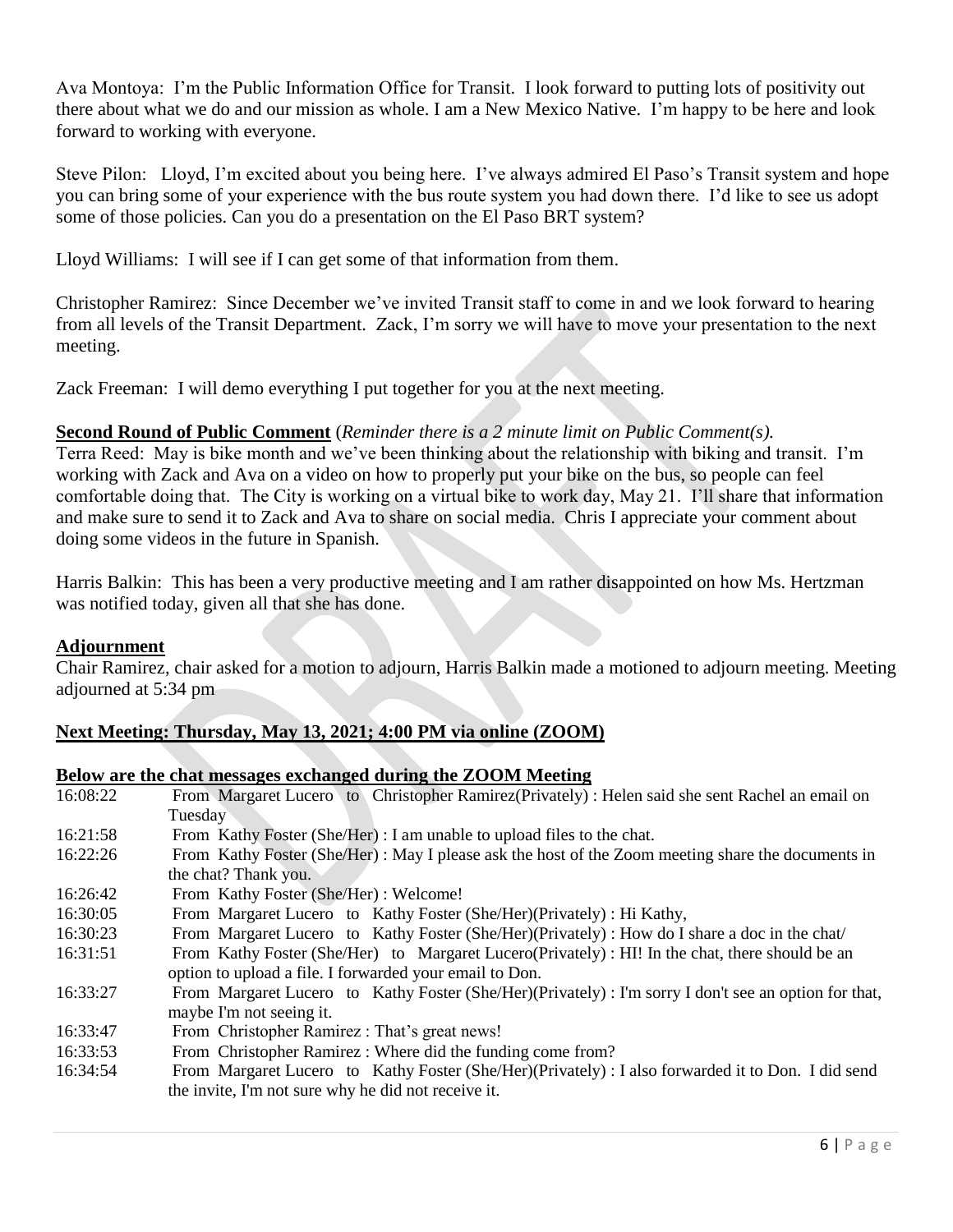Ava Montoya: I'm the Public Information Office for Transit. I look forward to putting lots of positivity out there about what we do and our mission as whole. I am a New Mexico Native. I'm happy to be here and look forward to working with everyone.

Steve Pilon: Lloyd, I'm excited about you being here. I've always admired El Paso's Transit system and hope you can bring some of your experience with the bus route system you had down there. I'd like to see us adopt some of those policies. Can you do a presentation on the El Paso BRT system?

Lloyd Williams: I will see if I can get some of that information from them.

Christopher Ramirez: Since December we've invited Transit staff to come in and we look forward to hearing from all levels of the Transit Department. Zack, I'm sorry we will have to move your presentation to the next meeting.

Zack Freeman: I will demo everything I put together for you at the next meeting.

**Second Round of Public Comment** (*Reminder there is a 2 minute limit on Public Comment(s).*

Terra Reed: May is bike month and we've been thinking about the relationship with biking and transit. I'm working with Zack and Ava on a video on how to properly put your bike on the bus, so people can feel comfortable doing that. The City is working on a virtual bike to work day, May 21. I'll share that information and make sure to send it to Zack and Ava to share on social media. Chris I appreciate your comment about doing some videos in the future in Spanish.

Harris Balkin: This has been a very productive meeting and I am rather disappointed on how Ms. Hertzman was notified today, given all that she has done.

**Adjournment**

Chair Ramirez, chair asked for a motion to adjourn, Harris Balkin made a motioned to adjourn meeting. Meeting adjourned at 5:34 pm

**Next Meeting: Thursday, May 13, 2021; 4:00 PM via online (ZOOM)**

**Below are the chat messages exchanged during the ZOOM Meeting**

| | |
|---|---|
| 16:08:22 | From Margaret Lucero to Christopher Ramirez(Privately) : Helen said she sent Rachel an email on Tuesday |
| 16:21:58 | From Kathy Foster (She/Her) : I am unable to upload files to the chat. |
| 16:22:26 | From Kathy Foster (She/Her) : May I please ask the host of the Zoom meeting share the documents in the chat? Thank you. |
| 16:26:42 | From Kathy Foster (She/Her) : Welcome! |
| 16:30:05 | From Margaret Lucero to Kathy Foster (She/Her)(Privately) : Hi Kathy, |
| 16:30:23 | From Margaret Lucero to Kathy Foster (She/Her)(Privately) : How do I share a doc in the chat/ |
| 16:31:51 | From Kathy Foster (She/Her) to Margaret Lucero(Privately) : HI! In the chat, there should be an option to upload a file. I forwarded your email to Don. |
| 16:33:27 | From Margaret Lucero to Kathy Foster (She/Her)(Privately) : I'm sorry I don't see an option for that, maybe I'm not seeing it. |
| 16:33:47 | From Christopher Ramirez : That's great news! |
| 16:33:53 | From Christopher Ramirez : Where did the funding come from? |
| 16:34:54 | From Margaret Lucero to Kathy Foster (She/Her)(Privately) : I also forwarded it to Don. I did send the invite, I'm not sure why he did not receive it. |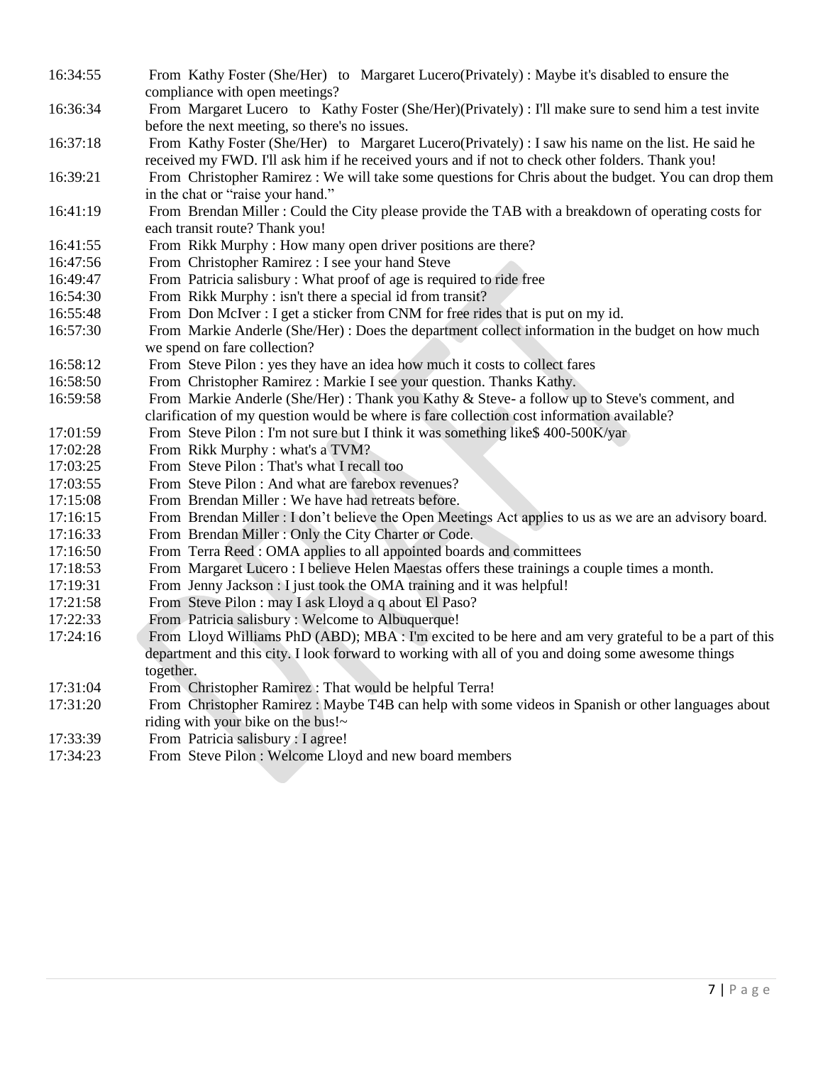16:34:55 From Kathy Foster (She/Her) to Margaret Lucero(Privately) : Maybe it's disabled to ensure the compliance with open meetings?

16:36:34 From Margaret Lucero to Kathy Foster (She/Her)(Privately) : I'll make sure to send him a test invite before the next meeting, so there's no issues.

16:37:18 From Kathy Foster (She/Her) to Margaret Lucero(Privately) : I saw his name on the list. He said he received my FWD. I'll ask him if he received yours and if not to check other folders. Thank you!

16:39:21 From Christopher Ramirez : We will take some questions for Chris about the budget. You can drop them in the chat or "raise your hand."

16:41:19 From Brendan Miller : Could the City please provide the TAB with a breakdown of operating costs for each transit route? Thank you!

16:41:55 From Rikk Murphy : How many open driver positions are there?

16:47:56 From Christopher Ramirez : I see your hand Steve

16:49:47 From Patricia salisbury : What proof of age is required to ride free

16:54:30 From Rikk Murphy : isn't there a special id from transit?

16:55:48 From Don McIver : I get a sticker from CNM for free rides that is put on my id.

16:57:30 From Markie Anderle (She/Her) : Does the department collect information in the budget on how much we spend on fare collection?

16:58:12 From Steve Pilon : yes they have an idea how much it costs to collect fares

16:58:50 From Christopher Ramirez : Markie I see your question. Thanks Kathy.

16:59:58 From Markie Anderle (She/Her) : Thank you Kathy & Steve- a follow up to Steve's comment, and clarification of my question would be where is fare collection cost information available?

17:01:59 From Steve Pilon : I'm not sure but I think it was something like$ 400-500K/yar

17:02:28 From Rikk Murphy : what's a TVM?

17:03:25 From Steve Pilon : That's what I recall too

17:03:55 From Steve Pilon : And what are farebox revenues?

17:15:08 From Brendan Miller : We have had retreats before.

17:16:15 From Brendan Miller : I don't believe the Open Meetings Act applies to us as we are an advisory board.

17:16:33 From Brendan Miller : Only the City Charter or Code.

17:16:50 From Terra Reed : OMA applies to all appointed boards and committees

17:18:53 From Margaret Lucero : I believe Helen Maestas offers these trainings a couple times a month.

17:19:31 From Jenny Jackson : I just took the OMA training and it was helpful!

17:21:58 From Steve Pilon : may I ask Lloyd a q about El Paso?

17:22:33 From Patricia salisbury : Welcome to Albuquerque!

17:24:16 From Lloyd Williams PhD (ABD); MBA : I'm excited to be here and am very grateful to be a part of this department and this city. I look forward to working with all of you and doing some awesome things together.

17:31:04 From Christopher Ramirez : That would be helpful Terra!

17:31:20 From Christopher Ramirez : Maybe T4B can help with some videos in Spanish or other languages about riding with your bike on the bus!~

17:33:39 From Patricia salisbury : I agree!

17:34:23 From Steve Pilon : Welcome Lloyd and new board members